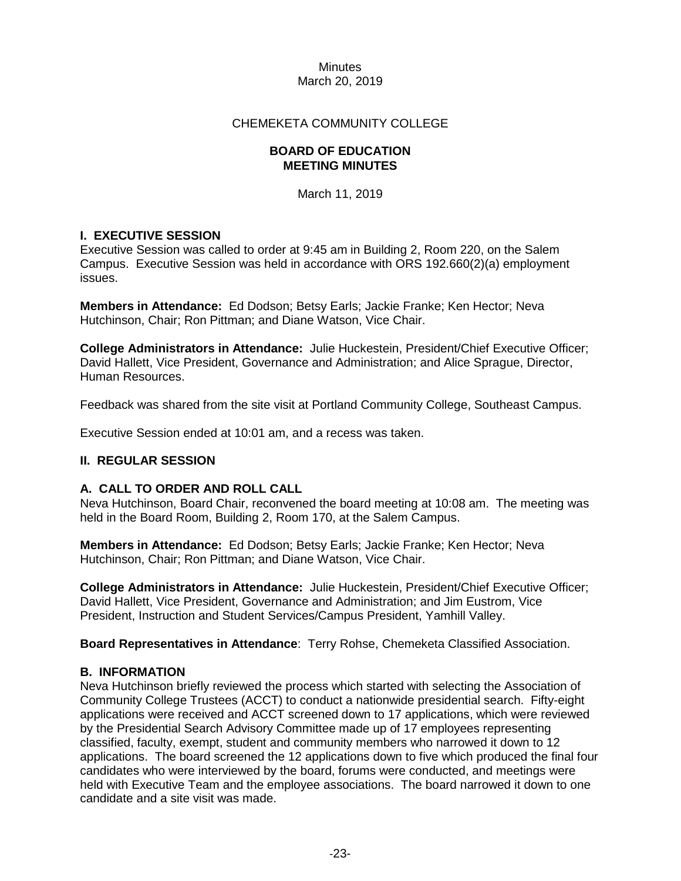Minutes
March 20, 2019

CHEMEKETA COMMUNITY COLLEGE

**BOARD OF EDUCATION**
**MEETING MINUTES**

March 11, 2019

## I. EXECUTIVE SESSION

Executive Session was called to order at 9:45 am in Building 2, Room 220, on the Salem Campus. Executive Session was held in accordance with ORS 192.660(2)(a) employment issues.

**Members in Attendance:** Ed Dodson; Betsy Earls; Jackie Franke; Ken Hector; Neva Hutchinson, Chair; Ron Pittman; and Diane Watson, Vice Chair.

**College Administrators in Attendance:** Julie Huckestein, President/Chief Executive Officer; David Hallett, Vice President, Governance and Administration; and Alice Sprague, Director, Human Resources.

Feedback was shared from the site visit at Portland Community College, Southeast Campus.

Executive Session ended at 10:01 am, and a recess was taken.

## II. REGULAR SESSION

### A. CALL TO ORDER AND ROLL CALL

Neva Hutchinson, Board Chair, reconvened the board meeting at 10:08 am. The meeting was held in the Board Room, Building 2, Room 170, at the Salem Campus.

**Members in Attendance:** Ed Dodson; Betsy Earls; Jackie Franke; Ken Hector; Neva Hutchinson, Chair; Ron Pittman; and Diane Watson, Vice Chair.

**College Administrators in Attendance:** Julie Huckestein, President/Chief Executive Officer; David Hallett, Vice President, Governance and Administration; and Jim Eustrom, Vice President, Instruction and Student Services/Campus President, Yamhill Valley.

**Board Representatives in Attendance**: Terry Rohse, Chemeketa Classified Association.

### B. INFORMATION

Neva Hutchinson briefly reviewed the process which started with selecting the Association of Community College Trustees (ACCT) to conduct a nationwide presidential search. Fifty-eight applications were received and ACCT screened down to 17 applications, which were reviewed by the Presidential Search Advisory Committee made up of 17 employees representing classified, faculty, exempt, student and community members who narrowed it down to 12 applications. The board screened the 12 applications down to five which produced the final four candidates who were interviewed by the board, forums were conducted, and meetings were held with Executive Team and the employee associations. The board narrowed it down to one candidate and a site visit was made.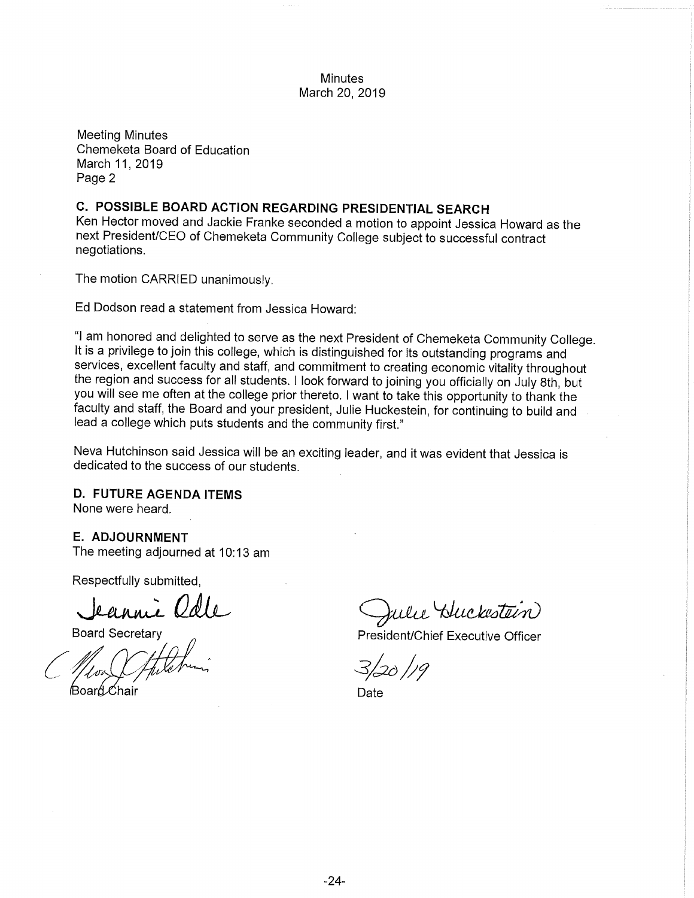Minutes
March 20, 2019

Meeting Minutes
Chemeketa Board of Education
March 11, 2019
Page 2

## C. POSSIBLE BOARD ACTION REGARDING PRESIDENTIAL SEARCH

Ken Hector moved and Jackie Franke seconded a motion to appoint Jessica Howard as the next President/CEO of Chemeketa Community College subject to successful contract negotiations.

The motion CARRIED unanimously.

Ed Dodson read a statement from Jessica Howard:

"I am honored and delighted to serve as the next President of Chemeketa Community College. It is a privilege to join this college, which is distinguished for its outstanding programs and services, excellent faculty and staff, and commitment to creating economic vitality throughout the region and success for all students. I look forward to joining you officially on July 8th, but you will see me often at the college prior thereto. I want to take this opportunity to thank the faculty and staff, the Board and your president, Julie Huckestein, for continuing to build and lead a college which puts students and the community first."

Neva Hutchinson said Jessica will be an exciting leader, and it was evident that Jessica is dedicated to the success of our students.

## D. FUTURE AGENDA ITEMS

None were heard.

## E. ADJOURNMENT

The meeting adjourned at 10:13 am

Respectfully submitted,

Jeannie Odle
Board Secretary

Neva Hutchinson
Board Chair

Julie Huckestein
President/Chief Executive Officer

3/20/19
Date